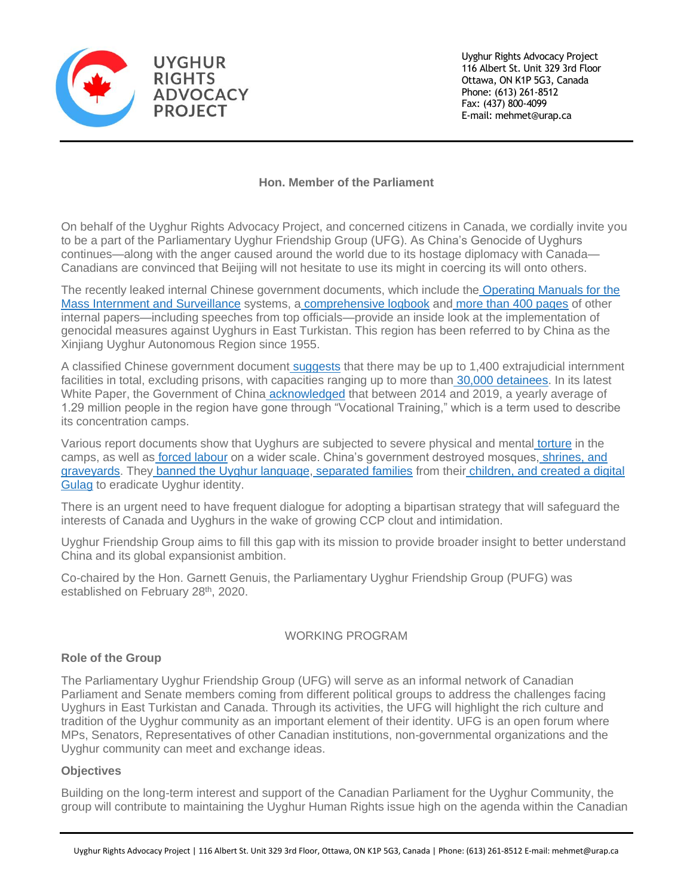UYGHUR RIGHTS ADVOCACY PROJECT

Uyghur Rights Advocacy Project
116 Albert St. Unit 329 3rd Floor
Ottawa, ON K1P 5G3, Canada
Phone: (613) 261-8512
Fax: (437) 800-4099
E-mail: mehmet@urap.ca

**Hon. Member of the Parliament**

On behalf of the Uyghur Rights Advocacy Project, and concerned citizens in Canada, we cordially invite you to be a part of the Parliamentary Uyghur Friendship Group (UFG). As China's Genocide of Uyghurs continues—along with the anger caused around the world due to its hostage diplomacy with Canada—Canadians are convinced that Beijing will not hesitate to use its might in coercing its will onto others.

The recently leaked internal Chinese government documents, which include the Operating Manuals for the Mass Internment and Surveillance systems, a comprehensive logbook and more than 400 pages of other internal papers—including speeches from top officials—provide an inside look at the implementation of genocidal measures against Uyghurs in East Turkistan. This region has been referred to by China as the Xinjiang Uyghur Autonomous Region since 1955.

A classified Chinese government document suggests that there may be up to 1,400 extrajudicial internment facilities in total, excluding prisons, with capacities ranging up to more than 30,000 detainees. In its latest White Paper, the Government of China acknowledged that between 2014 and 2019, a yearly average of 1.29 million people in the region have gone through "Vocational Training," which is a term used to describe its concentration camps.

Various report documents show that Uyghurs are subjected to severe physical and mental torture in the camps, as well as forced labour on a wider scale. China's government destroyed mosques, shrines, and graveyards. They banned the Uyghur language, separated families from their children, and created a digital Gulag to eradicate Uyghur identity.

There is an urgent need to have frequent dialogue for adopting a bipartisan strategy that will safeguard the interests of Canada and Uyghurs in the wake of growing CCP clout and intimidation.

Uyghur Friendship Group aims to fill this gap with its mission to provide broader insight to better understand China and its global expansionist ambition.

Co-chaired by the Hon. Garnett Genuis, the Parliamentary Uyghur Friendship Group (PUFG) was established on February 28th, 2020.

WORKING PROGRAM

**Role of the Group**

The Parliamentary Uyghur Friendship Group (UFG) will serve as an informal network of Canadian Parliament and Senate members coming from different political groups to address the challenges facing Uyghurs in East Turkistan and Canada. Through its activities, the UFG will highlight the rich culture and tradition of the Uyghur community as an important element of their identity. UFG is an open forum where MPs, Senators, Representatives of other Canadian institutions, non-governmental organizations and the Uyghur community can meet and exchange ideas.

**Objectives**

Building on the long-term interest and support of the Canadian Parliament for the Uyghur Community, the group will contribute to maintaining the Uyghur Human Rights issue high on the agenda within the Canadian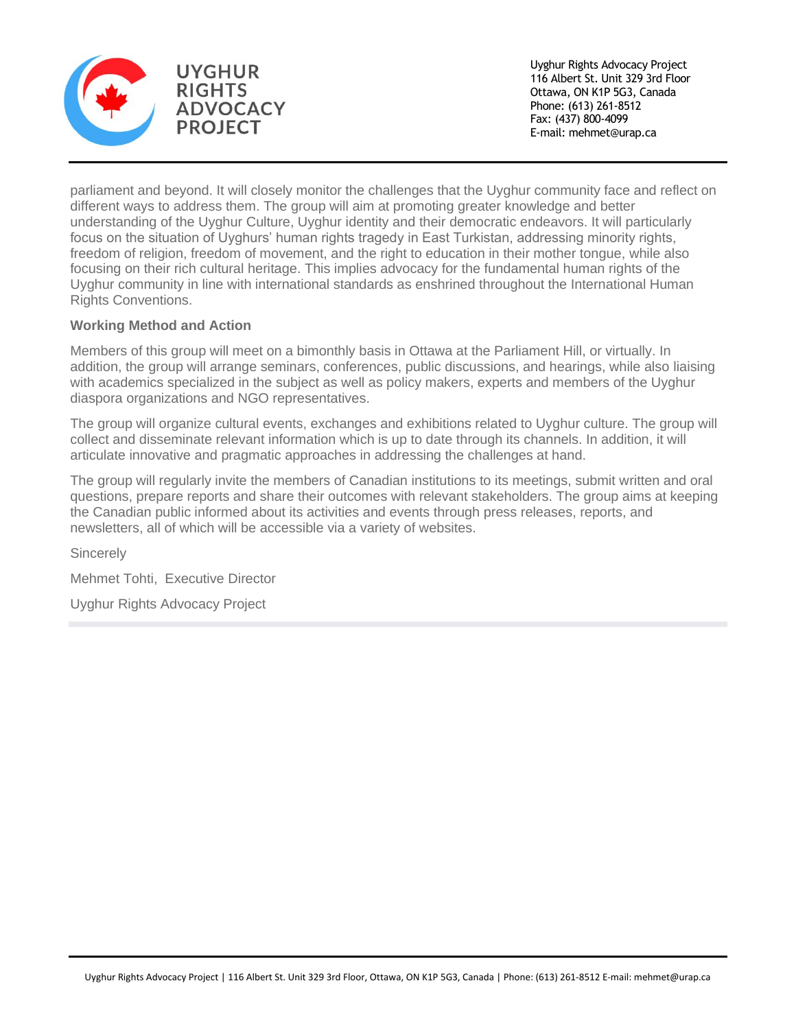parliament and beyond. It will closely monitor the challenges that the Uyghur community face and reflect on different ways to address them. The group will aim at promoting greater knowledge and better understanding of the Uyghur Culture, Uyghur identity and their democratic endeavors. It will particularly focus on the situation of Uyghurs' human rights tragedy in East Turkistan, addressing minority rights, freedom of religion, freedom of movement, and the right to education in their mother tongue, while also focusing on their rich cultural heritage. This implies advocacy for the fundamental human rights of the Uyghur community in line with international standards as enshrined throughout the International Human Rights Conventions.

**Working Method and Action**

Members of this group will meet on a bimonthly basis in Ottawa at the Parliament Hill, or virtually. In addition, the group will arrange seminars, conferences, public discussions, and hearings, while also liaising with academics specialized in the subject as well as policy makers, experts and members of the Uyghur diaspora organizations and NGO representatives.

The group will organize cultural events, exchanges and exhibitions related to Uyghur culture. The group will collect and disseminate relevant information which is up to date through its channels. In addition, it will articulate innovative and pragmatic approaches in addressing the challenges at hand.

The group will regularly invite the members of Canadian institutions to its meetings, submit written and oral questions, prepare reports and share their outcomes with relevant stakeholders. The group aims at keeping the Canadian public informed about its activities and events through press releases, reports, and newsletters, all of which will be accessible via a variety of websites.

Sincerely

Mehmet Tohti, Executive Director

Uyghur Rights Advocacy Project